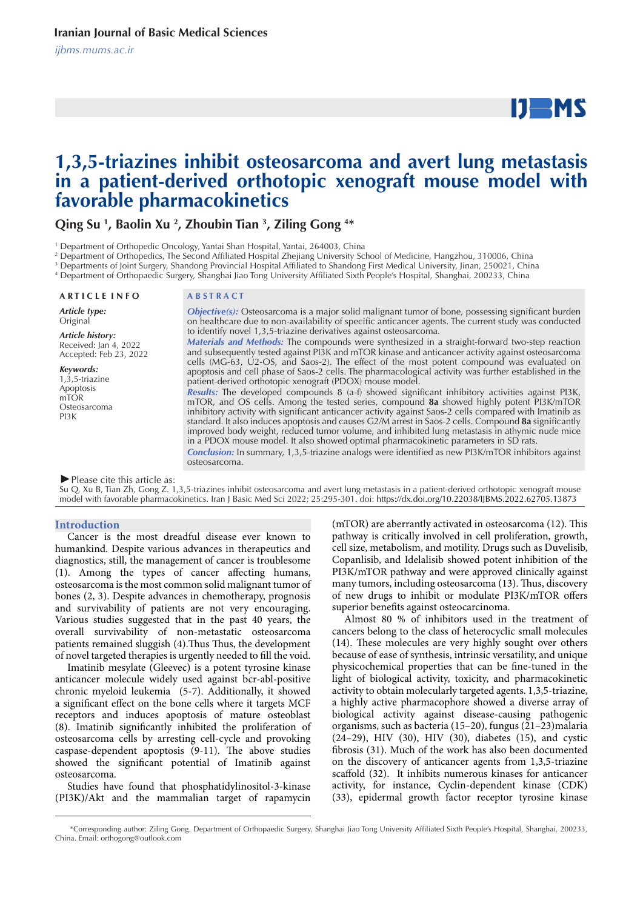# 1,3,5-triazines inhibit osteosarcoma and avert lung metastasis in a patient-derived orthotopic xenograft mouse model with favorable pharmacokinetics

**Qing Su [1], Baolin Xu [2], Zhoubin Tian [3], Ziling Gong [4]***

[1] Department of Orthopedic Oncology, Yantai Shan Hospital, Yantai, 264003, China
[2] Department of Orthopedics, The Second Affiliated Hospital Zhejiang University School of Medicine, Hangzhou, 310006, China
[3] Departments of Joint Surgery, Shandong Provincial Hospital Affiliated to Shandong First Medical University, Jinan, 250021, China
[4] Department of Orthopaedic Surgery, Shanghai Jiao Tong University Affiliated Sixth People's Hospital, Shanghai, 200233, China

**ARTICLE INFO**

*Article type:*
Original

*Article history:*
Received: Jan 4, 2022
Accepted: Feb 23, 2022

*Keywords:*
1,3,5-triazine
Apoptosis
mTOR
Osteosarcoma
PI3K

**ABSTRACT**

***Objective(s):*** Osteosarcoma is a major solid malignant tumor of bone, possessing significant burden on healthcare due to non-availability of specific anticancer agents. The current study was conducted to identify novel 1,3,5-triazine derivatives against osteosarcoma.

***Materials and Methods:*** The compounds were synthesized in a straight-forward two-step reaction and subsequently tested against PI3K and mTOR kinase and anticancer activity against osteosarcoma cells (MG-63, U2-OS, and Saos-2). The effect of the most potent compound was evaluated on apoptosis and cell phase of Saos-2 cells. The pharmacological activity was further established in the patient-derived orthotopic xenograft (PDOX) mouse model.

***Results:*** The developed compounds 8 (a-f) showed significant inhibitory activities against PI3K, mTOR, and OS cells. Among the tested series, compound **8a** showed highly potent PI3K/mTOR inhibitory activity with significant anticancer activity against Saos-2 cells compared with Imatinib as standard. It also induces apoptosis and causes G2/M arrest in Saos-2 cells. Compound **8a** significantly improved body weight, reduced tumor volume, and inhibited lung metastasis in athymic nude mice in a PDOX mouse model. It also showed optimal pharmacokinetic parameters in SD rats.

***Conclusion:*** In summary, 1,3,5-triazine analogs were identified as new PI3K/mTOR inhibitors against osteosarcoma.

►Please cite this article as:
Su Q, Xu B, Tian Zh, Gong Z. 1,3,5-triazines inhibit osteosarcoma and avert lung metastasis in a patient-derived orthotopic xenograft mouse model with favorable pharmacokinetics. Iran J Basic Med Sci 2022; 25:295-301. doi: https://dx.doi.org/10.22038/IJBMS.2022.62705.13873

## Introduction

Cancer is the most dreadful disease ever known to humankind. Despite various advances in therapeutics and diagnostics, still, the management of cancer is troublesome (1). Among the types of cancer affecting humans, osteosarcoma is the most common solid malignant tumor of bones (2, 3). Despite advances in chemotherapy, prognosis and survivability of patients are not very encouraging. Various studies suggested that in the past 40 years, the overall survivability of non-metastatic osteosarcoma patients remained sluggish (4).Thus Thus, the development of novel targeted therapies is urgently needed to fill the void.

Imatinib mesylate (Gleevec) is a potent tyrosine kinase anticancer molecule widely used against bcr-abl-positive chronic myeloid leukemia (5-7). Additionally, it showed a significant effect on the bone cells where it targets MCF receptors and induces apoptosis of mature osteoblast (8). Imatinib significantly inhibited the proliferation of osteosarcoma cells by arresting cell-cycle and provoking caspase-dependent apoptosis (9-11). The above studies showed the significant potential of Imatinib against osteosarcoma.

Studies have found that phosphatidylinositol-3-kinase (PI3K)/Akt and the mammalian target of rapamycin (mTOR) are aberrantly activated in osteosarcoma (12). This pathway is critically involved in cell proliferation, growth, cell size, metabolism, and motility. Drugs such as Duvelisib, Copanlisib, and Idelalisib showed potent inhibition of the PI3K/mTOR pathway and were approved clinically against many tumors, including osteosarcoma (13). Thus, discovery of new drugs to inhibit or modulate PI3K/mTOR offers superior benefits against osteocarcinoma.

Almost 80 % of inhibitors used in the treatment of cancers belong to the class of heterocyclic small molecules (14). These molecules are very highly sought over others because of ease of synthesis, intrinsic versatility, and unique physicochemical properties that can be fine-tuned in the light of biological activity, toxicity, and pharmacokinetic activity to obtain molecularly targeted agents. 1,3,5-triazine, a highly active pharmacophore showed a diverse array of biological activity against disease-causing pathogenic organisms, such as bacteria (15–20), fungus (21–23)malaria (24–29), HIV (30), HIV (30), diabetes (15), and cystic fibrosis (31). Much of the work has also been documented on the discovery of anticancer agents from 1,3,5-triazine scaffold (32). It inhibits numerous kinases for anticancer activity, for instance, Cyclin-dependent kinase (CDK) (33), epidermal growth factor receptor tyrosine kinase

*Corresponding author: Ziling Gong. Department of Orthopaedic Surgery, Shanghai Jiao Tong University Affiliated Sixth People's Hospital, Shanghai, 200233, China. Email: orthogong@outlook.com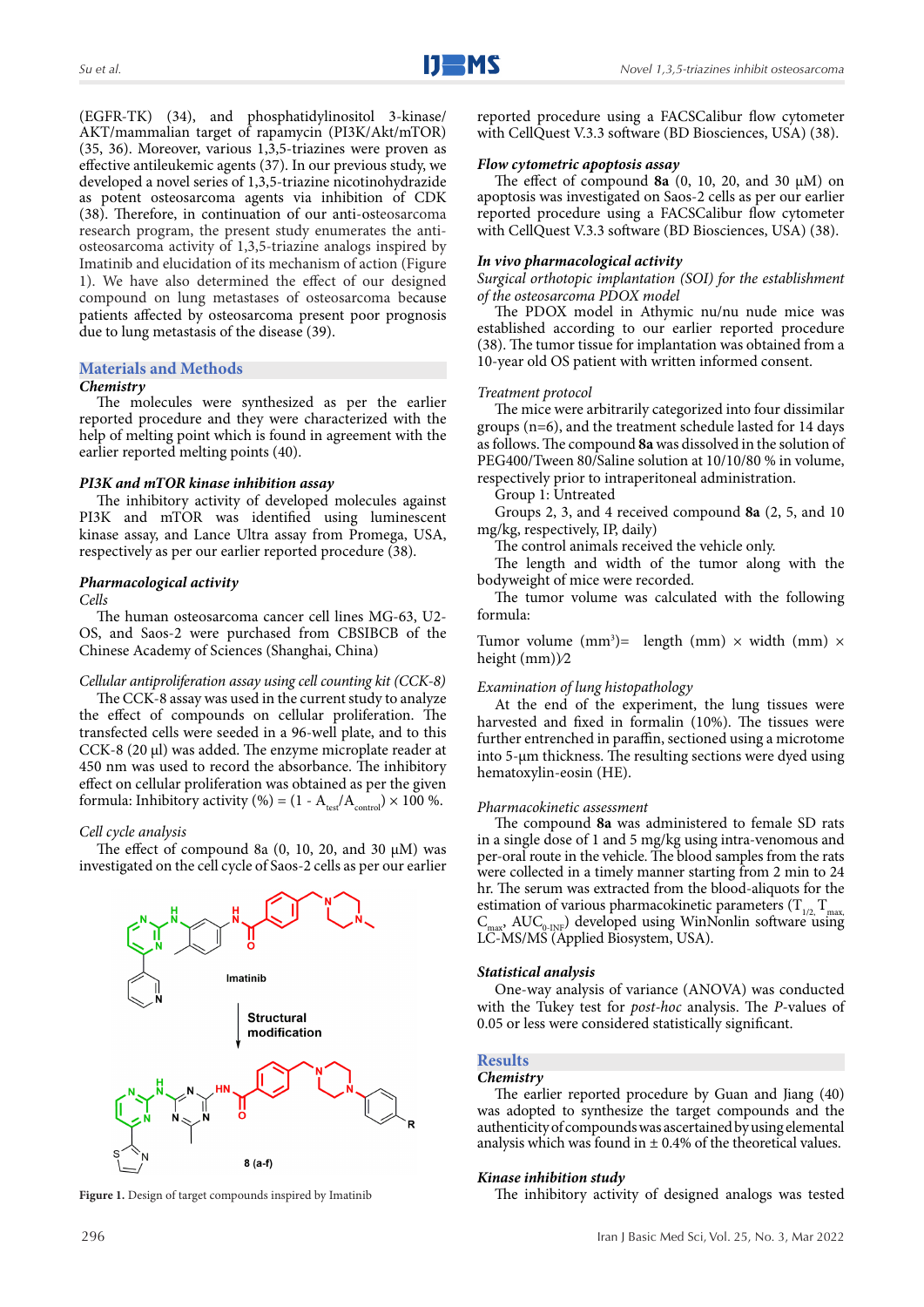(EGFR-TK) (34), and phosphatidylinositol 3-kinase/AKT/mammalian target of rapamycin (PI3K/Akt/mTOR) (35, 36). Moreover, various 1,3,5-triazines were proven as effective antileukemic agents (37). In our previous study, we developed a novel series of 1,3,5-triazine nicotinohydrazide as potent osteosarcoma agents via inhibition of CDK (38). Therefore, in continuation of our anti-osteosarcoma research program, the present study enumerates the anti-osteosarcoma activity of 1,3,5-triazine analogs inspired by Imatinib and elucidation of its mechanism of action (Figure 1). We have also determined the effect of our designed compound on lung metastases of osteosarcoma because patients affected by osteosarcoma present poor prognosis due to lung metastasis of the disease (39).

## Materials and Methods

### Chemistry

The molecules were synthesized as per the earlier reported procedure and they were characterized with the help of melting point which is found in agreement with the earlier reported melting points (40).

### PI3K and mTOR kinase inhibition assay

The inhibitory activity of developed molecules against PI3K and mTOR was identified using luminescent kinase assay, and Lance Ultra assay from Promega, USA, respectively as per our earlier reported procedure (38).

### Pharmacological activity

*Cells*

The human osteosarcoma cancer cell lines MG-63, U2-OS, and Saos-2 were purchased from CBSIBCB of the Chinese Academy of Sciences (Shanghai, China)

*Cellular antiproliferation assay using cell counting kit (CCK-8)*

The CCK-8 assay was used in the current study to analyze the effect of compounds on cellular proliferation. The transfected cells were seeded in a 96-well plate, and to this CCK-8 (20 µl) was added. The enzyme microplate reader at 450 nm was used to record the absorbance. The inhibitory effect on cellular proliferation was obtained as per the given formula: Inhibitory activity (%) = $(1 - A_{test}/A_{control}) \times 100$ %.

*Cell cycle analysis*

The effect of compound 8a (0, 10, 20, and 30 µM) was investigated on the cell cycle of Saos-2 cells as per our earlier reported procedure using a FACSCalibur flow cytometer with CellQuest V.3.3 software (BD Biosciences, USA) (38).

**Figure 1.** Design of target compounds inspired by Imatinib

### Flow cytometric apoptosis assay

The effect of compound **8a** (0, 10, 20, and 30 µM) on apoptosis was investigated on Saos-2 cells as per our earlier reported procedure using a FACSCalibur flow cytometer with CellQuest V.3.3 software (BD Biosciences, USA) (38).

### In vivo pharmacological activity

*Surgical orthotopic implantation (SOI) for the establishment of the osteosarcoma PDOX model*

The PDOX model in Athymic nu/nu nude mice was established according to our earlier reported procedure (38). The tumor tissue for implantation was obtained from a 10-year old OS patient with written informed consent.

*Treatment protocol*

The mice were arbitrarily categorized into four dissimilar groups (n=6), and the treatment schedule lasted for 14 days as follows. The compound **8a** was dissolved in the solution of PEG400/Tween 80/Saline solution at 10/10/80 % in volume, respectively prior to intraperitoneal administration.

Group 1: Untreated

Groups 2, 3, and 4 received compound **8a** (2, 5, and 10 mg/kg, respectively, IP, daily)

The control animals received the vehicle only.

The length and width of the tumor along with the bodyweight of mice were recorded.

The tumor volume was calculated with the following formula:

Tumor volume ($mm^3$)= length (mm) × width (mm) × height (mm))/2

*Examination of lung histopathology*

At the end of the experiment, the lung tissues were harvested and fixed in formalin (10%). The tissues were further entrenched in paraffin, sectioned using a microtome into 5-µm thickness. The resulting sections were dyed using hematoxylin-eosin (HE).

*Pharmacokinetic assessment*

The compound **8a** was administered to female SD rats in a single dose of 1 and 5 mg/kg using intra-venomous and per-oral route in the vehicle. The blood samples from the rats were collected in a timely manner starting from 2 min to 24 hr. The serum was extracted from the blood-aliquots for the estimation of various pharmacokinetic parameters ($T_{1/2}$, $T_{max}$, $C_{max}$, $AUC_{0-INF}$) developed using WinNonlin software using LC-MS/MS (Applied Biosystem, USA).

### Statistical analysis

One-way analysis of variance (ANOVA) was conducted with the Tukey test for *post-hoc* analysis. The *P*-values of 0.05 or less were considered statistically significant.

## Results

### Chemistry

The earlier reported procedure by Guan and Jiang (40) was adopted to synthesize the target compounds and the authenticity of compounds was ascertained by using elemental analysis which was found in ± 0.4% of the theoretical values.

### Kinase inhibition study

The inhibitory activity of designed analogs was tested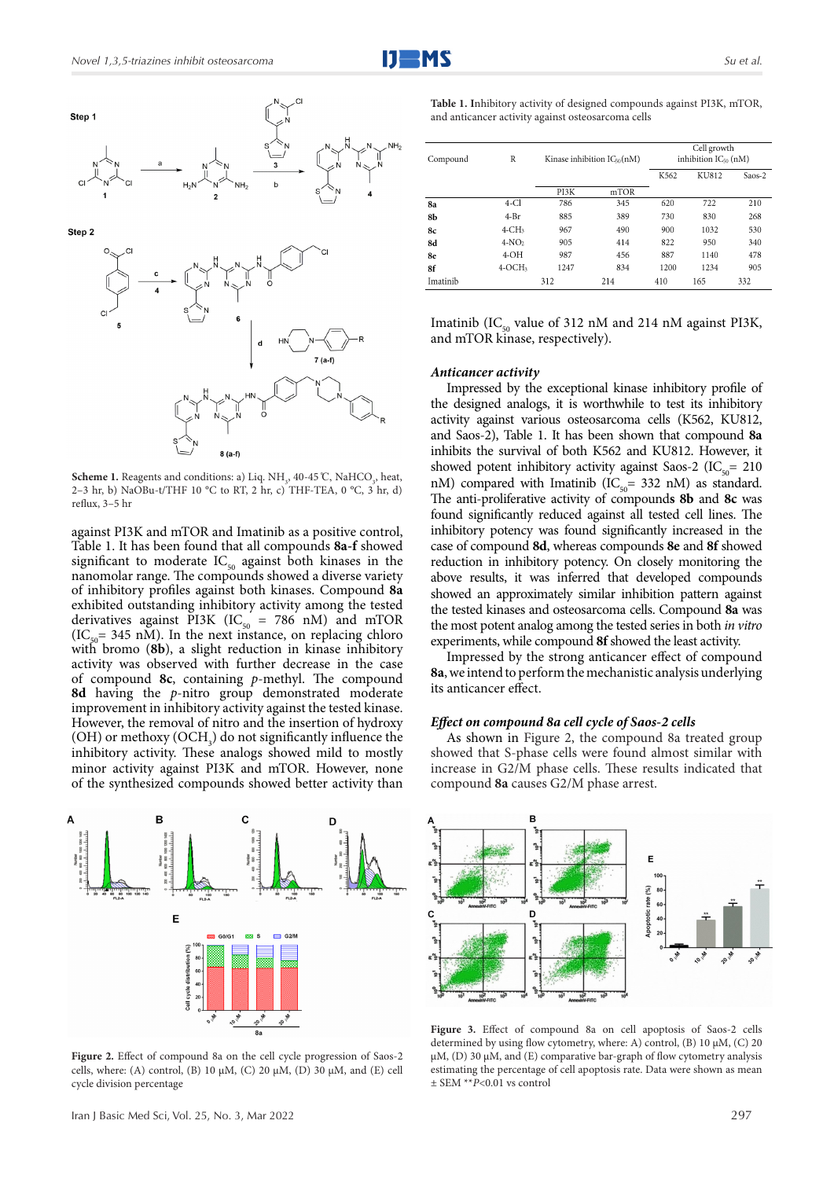Scheme 1. Reagents and conditions: a) Liq. $NH_3$, 40-45 ℃, $NaHCO_3$, heat, 2–3 hr, b) NaOBu-t/THF 10 °C to RT, 2 hr, c) THF-TEA, 0 °C, 3 hr, d) reflux, 3–5 hr

against PI3K and mTOR and Imatinib as a positive control, Table 1. It has been found that all compounds **8a-f** showed significant to moderate $IC_{50}$ against both kinases in the nanomolar range. The compounds showed a diverse variety of inhibitory profiles against both kinases. Compound **8a** exhibited outstanding inhibitory activity among the tested derivatives against PI3K ($IC_{50}$ = 786 nM) and mTOR ($IC_{50}$= 345 nM). In the next instance, on replacing chloro with bromo (**8b**), a slight reduction in kinase inhibitory activity was observed with further decrease in the case of compound **8c**, containing *p*-methyl. The compound **8d** having the *p*-nitro group demonstrated moderate improvement in inhibitory activity against the tested kinase. However, the removal of nitro and the insertion of hydroxy (OH) or methoxy ($OCH_3$) do not significantly influence the inhibitory activity. These analogs showed mild to mostly minor activity against PI3K and mTOR. However, none of the synthesized compounds showed better activity than Imatinib ($IC_{50}$ value of 312 nM and 214 nM against PI3K, and mTOR kinase, respectively).

**Table 1.** Inhibitory activity of designed compounds against PI3K, mTOR, and anticancer activity against osteosarcoma cells

| Compound | R | Kinase inhibition $IC_{50}$(nM) | | Cell growth inhibition $IC_{50}$ (nM) | | |
|---|---|---|---|---|---|---|
| | | PI3K | mTOR | K562 | KU812 | Saos-2 |
| **8a** | 4-Cl | 786 | 345 | 620 | 722 | 210 |
| **8b** | 4-Br | 885 | 389 | 730 | 830 | 268 |
| **8c** | 4-$CH_3$ | 967 | 490 | 900 | 1032 | 530 |
| **8d** | 4-$NO_2$ | 905 | 414 | 822 | 950 | 340 |
| **8e** | 4-OH | 987 | 456 | 887 | 1140 | 478 |
| **8f** | 4-$OCH_3$ | 1247 | 834 | 1200 | 1234 | 905 |
| Imatinib | | 312 | 214 | 410 | 165 | 332 |

### *Anticancer activity*

Impressed by the exceptional kinase inhibitory profile of the designed analogs, it is worthwhile to test its inhibitory activity against various osteosarcoma cells (K562, KU812, and Saos-2), Table 1. It has been shown that compound **8a** inhibits the survival of both K562 and KU812. However, it showed potent inhibitory activity against Saos-2 ($IC_{50}$= 210 nM) compared with Imatinib ($IC_{50}$= 332 nM) as standard. The anti-proliferative activity of compounds **8b** and **8c** was found significantly reduced against all tested cell lines. The inhibitory potency was found significantly increased in the case of compound **8d**, whereas compounds **8e** and **8f** showed reduction in inhibitory potency. On closely monitoring the above results, it was inferred that developed compounds showed an approximately similar inhibition pattern against the tested kinases and osteosarcoma cells. Compound **8a** was the most potent analog among the tested series in both *in vitro* experiments, while compound **8f** showed the least activity.

Impressed by the strong anticancer effect of compound **8a**, we intend to perform the mechanistic analysis underlying its anticancer effect.

### *Effect on compound 8a cell cycle of Saos-2 cells*

As shown in Figure 2, the compound 8a treated group showed that S-phase cells were found almost similar with increase in G2/M phase cells. These results indicated that compound **8a** causes G2/M phase arrest.

Figure 2. Effect of compound 8a on the cell cycle progression of Saos-2 cells, where: (A) control, (B) 10 µM, (C) 20 µM, (D) 30 µM, and (E) cell cycle division percentage

Figure 3. Effect of compound 8a on cell apoptosis of Saos-2 cells determined by using flow cytometry, where: A) control, (B) 10 µM, (C) 20 µM, (D) 30 µM, and (E) comparative bar-graph of flow cytometry analysis estimating the percentage of cell apoptosis rate. Data were shown as mean ± SEM **$P$<0.01 vs control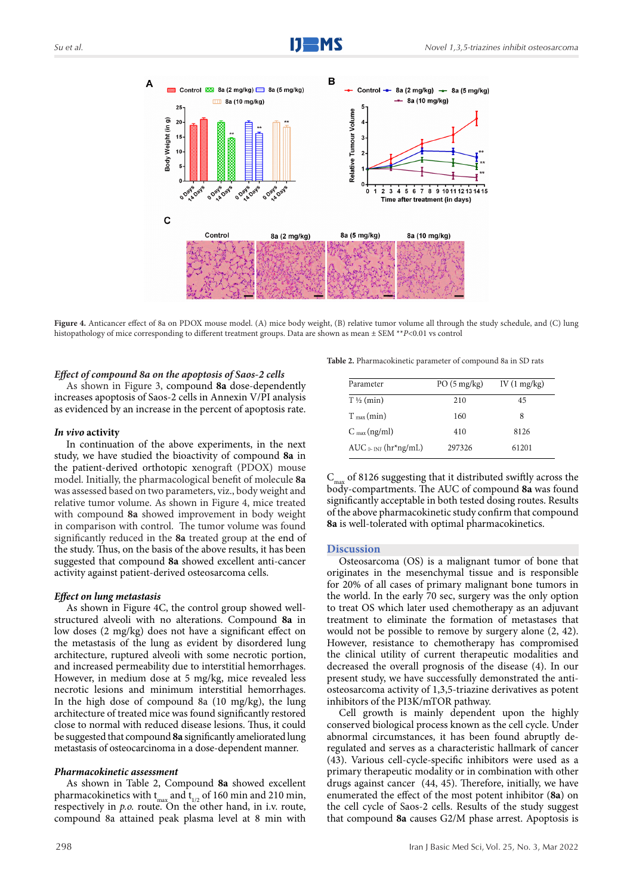Figure 4. Anticancer effect of 8a on PDOX mouse model. (A) mice body weight, (B) relative tumor volume all through the study schedule, and (C) lung histopathology of mice corresponding to different treatment groups. Data are shown as mean ± SEM **P<0.01 vs control

### *Effect of compound 8a on the apoptosis of Saos-2 cells*

As shown in Figure 3, compound **8a** dose-dependently increases apoptosis of Saos-2 cells in Annexin V/PI analysis as evidenced by an increase in the percent of apoptosis rate.

### *In vivo* activity

In continuation of the above experiments, in the next study, we have studied the bioactivity of compound **8a** in the patient-derived orthotopic xenograft (PDOX) mouse model. Initially, the pharmacological benefit of molecule **8a** was assessed based on two parameters, viz., body weight and relative tumor volume. As shown in Figure 4, mice treated with compound **8a** showed improvement in body weight in comparison with control. The tumor volume was found significantly reduced in the **8a** treated group at the end of the study. Thus, on the basis of the above results, it has been suggested that compound **8a** showed excellent anti-cancer activity against patient-derived osteosarcoma cells.

### *Effect on lung metastasis*

As shown in Figure 4C, the control group showed well-structured alveoli with no alterations. Compound **8a** in low doses (2 mg/kg) does not have a significant effect on the metastasis of the lung as evident by disordered lung architecture, ruptured alveoli with some necrotic portion, and increased permeability due to interstitial hemorrhages. However, in medium dose at 5 mg/kg, mice revealed less necrotic lesions and minimum interstitial hemorrhages. In the high dose of compound 8a (10 mg/kg), the lung architecture of treated mice was found significantly restored close to normal with reduced disease lesions. Thus, it could be suggested that compound **8a** significantly ameliorated lung metastasis of osteocarcinoma in a dose-dependent manner.

### *Pharmacokinetic assessment*

As shown in Table 2, Compound **8a** showed excellent pharmacokinetics with $t_{max}$ and $t_{1/2}$ of 160 min and 210 min, respectively in *p.o.* route. On the other hand, in i.v. route, compound 8a attained peak plasma level at 8 min with $C_{max}$ of 8126 suggesting that it distributed swiftly across the body-compartments. The AUC of compound **8a** was found significantly acceptable in both tested dosing routes. Results of the above pharmacokinetic study confirm that compound **8a** is well-tolerated with optimal pharmacokinetics.

Table 2. Pharmacokinetic parameter of compound 8a in SD rats

| Parameter | PO (5 mg/kg) | IV (1 mg/kg) |
|---|---|---|
| T ½ (min) | 210 | 45 |
| $T_{max}$ (min) | 160 | 8 |
| $C_{max}$ (ng/ml) | 410 | 8126 |
| $AUC_{0-INF}$ (hr*ng/mL) | 297326 | 61201 |

## Discussion

Osteosarcoma (OS) is a malignant tumor of bone that originates in the mesenchymal tissue and is responsible for 20% of all cases of primary malignant bone tumors in the world. In the early 70 sec, surgery was the only option to treat OS which later used chemotherapy as an adjuvant treatment to eliminate the formation of metastases that would not be possible to remove by surgery alone (2, 42). However, resistance to chemotherapy has compromised the clinical utility of current therapeutic modalities and decreased the overall prognosis of the disease (4). In our present study, we have successfully demonstrated the anti-osteosarcoma activity of 1,3,5-triazine derivatives as potent inhibitors of the PI3K/mTOR pathway.

Cell growth is mainly dependent upon the highly conserved biological process known as the cell cycle. Under abnormal circumstances, it has been found abruptly de-regulated and serves as a characteristic hallmark of cancer (43). Various cell-cycle-specific inhibitors were used as a primary therapeutic modality or in combination with other drugs against cancer (44, 45). Therefore, initially, we have enumerated the effect of the most potent inhibitor (**8a**) on the cell cycle of Saos-2 cells. Results of the study suggest that compound **8a** causes G2/M phase arrest. Apoptosis is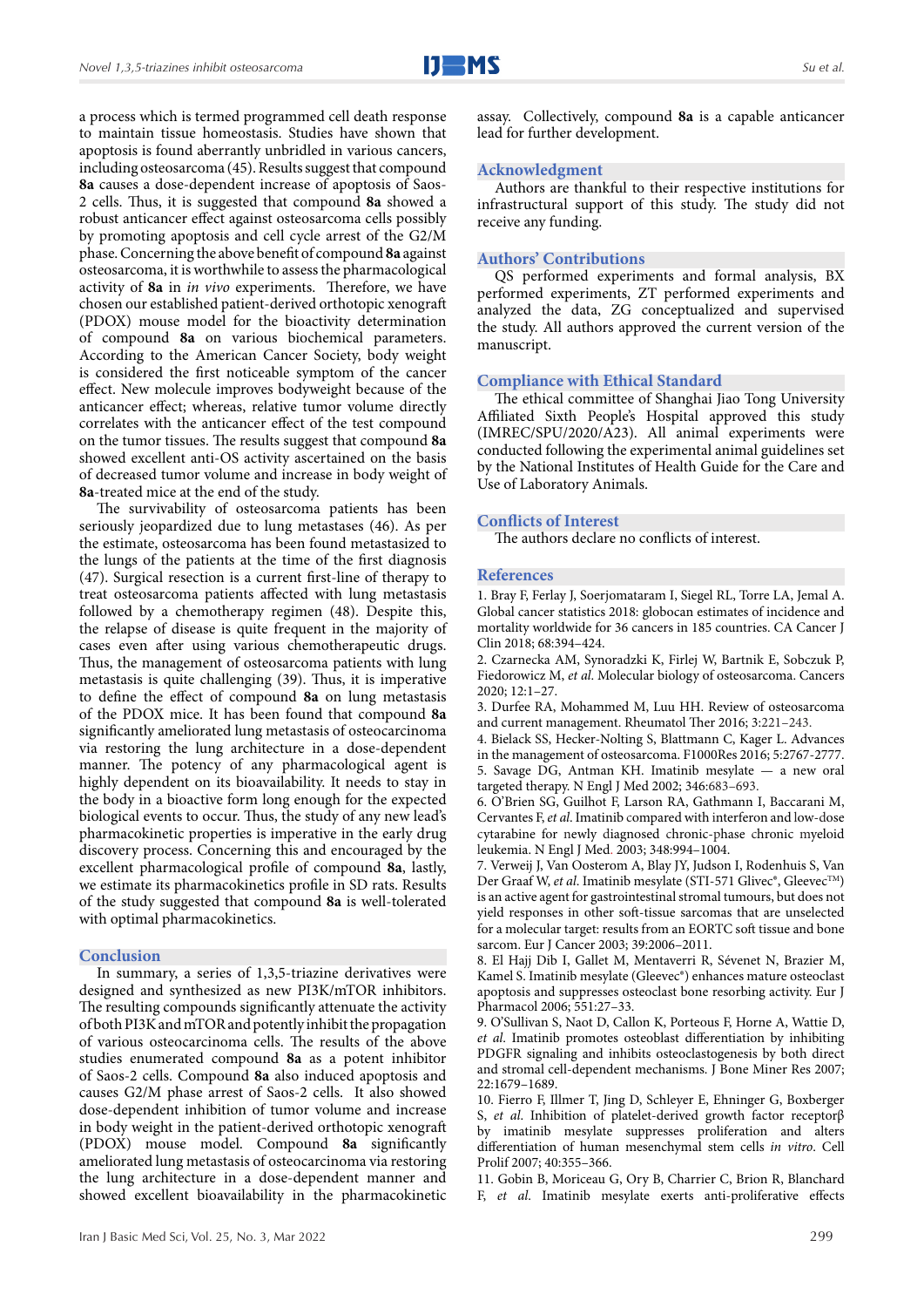a process which is termed programmed cell death response to maintain tissue homeostasis. Studies have shown that apoptosis is found aberrantly unbridled in various cancers, including osteosarcoma (45). Results suggest that compound **8a** causes a dose-dependent increase of apoptosis of Saos-2 cells. Thus, it is suggested that compound **8a** showed a robust anticancer effect against osteosarcoma cells possibly by promoting apoptosis and cell cycle arrest of the G2/M phase. Concerning the above benefit of compound **8a** against osteosarcoma, it is worthwhile to assess the pharmacological activity of **8a** in *in vivo* experiments. Therefore, we have chosen our established patient-derived orthotopic xenograft (PDOX) mouse model for the bioactivity determination of compound **8a** on various biochemical parameters. According to the American Cancer Society, body weight is considered the first noticeable symptom of the cancer effect. New molecule improves bodyweight because of the anticancer effect; whereas, relative tumor volume directly correlates with the anticancer effect of the test compound on the tumor tissues. The results suggest that compound **8a** showed excellent anti-OS activity ascertained on the basis of decreased tumor volume and increase in body weight of **8a**-treated mice at the end of the study.

The survivability of osteosarcoma patients has been seriously jeopardized due to lung metastases (46). As per the estimate, osteosarcoma has been found metastasized to the lungs of the patients at the time of the first diagnosis (47). Surgical resection is a current first-line of therapy to treat osteosarcoma patients affected with lung metastasis followed by a chemotherapy regimen (48). Despite this, the relapse of disease is quite frequent in the majority of cases even after using various chemotherapeutic drugs. Thus, the management of osteosarcoma patients with lung metastasis is quite challenging (39). Thus, it is imperative to define the effect of compound **8a** on lung metastasis of the PDOX mice. It has been found that compound **8a** significantly ameliorated lung metastasis of osteocarcinoma via restoring the lung architecture in a dose-dependent manner. The potency of any pharmacological agent is highly dependent on its bioavailability. It needs to stay in the body in a bioactive form long enough for the expected biological events to occur. Thus, the study of any new lead's pharmacokinetic properties is imperative in the early drug discovery process. Concerning this and encouraged by the excellent pharmacological profile of compound **8a**, lastly, we estimate its pharmacokinetics profile in SD rats. Results of the study suggested that compound **8a** is well-tolerated with optimal pharmacokinetics.

## Conclusion

In summary, a series of 1,3,5-triazine derivatives were designed and synthesized as new PI3K/mTOR inhibitors. The resulting compounds significantly attenuate the activity of both PI3K and mTOR and potently inhibit the propagation of various osteocarcinoma cells. The results of the above studies enumerated compound **8a** as a potent inhibitor of Saos-2 cells. Compound **8a** also induced apoptosis and causes G2/M phase arrest of Saos-2 cells. It also showed dose-dependent inhibition of tumor volume and increase in body weight in the patient-derived orthotopic xenograft (PDOX) mouse model. Compound **8a** significantly ameliorated lung metastasis of osteocarcinoma via restoring the lung architecture in a dose-dependent manner and showed excellent bioavailability in the pharmacokinetic assay. Collectively, compound **8a** is a capable anticancer lead for further development.

## Acknowledgment

Authors are thankful to their respective institutions for infrastructural support of this study. The study did not receive any funding.

## Authors' Contributions

QS performed experiments and formal analysis, BX performed experiments, ZT performed experiments and analyzed the data, ZG conceptualized and supervised the study. All authors approved the current version of the manuscript.

## Compliance with Ethical Standard

The ethical committee of Shanghai Jiao Tong University Affiliated Sixth People's Hospital approved this study (IMREC/SPU/2020/A23). All animal experiments were conducted following the experimental animal guidelines set by the National Institutes of Health Guide for the Care and Use of Laboratory Animals.

## Conflicts of Interest

The authors declare no conflicts of interest.

## References

1. Bray F, Ferlay J, Soerjomataram I, Siegel RL, Torre LA, Jemal A. Global cancer statistics 2018: globocan estimates of incidence and mortality worldwide for 36 cancers in 185 countries. CA Cancer J Clin 2018; 68:394–424.
2. Czarnecka AM, Synoradzki K, Firlej W, Bartnik E, Sobczuk P, Fiedorowicz M, *et al*. Molecular biology of osteosarcoma. Cancers 2020; 12:1–27.
3. Durfee RA, Mohammed M, Luu HH. Review of osteosarcoma and current management. Rheumatol Ther 2016; 3:221–243.
4. Bielack SS, Hecker-Nolting S, Blattmann C, Kager L. Advances in the management of osteosarcoma. F1000Res 2016; 5:2767-2777.
5. Savage DG, Antman KH. Imatinib mesylate — a new oral targeted therapy. N Engl J Med 2002; 346:683–693.
6. O'Brien SG, Guilhot F, Larson RA, Gathmann I, Baccarani M, Cervantes F, *et al*. Imatinib compared with interferon and low-dose cytarabine for newly diagnosed chronic-phase chronic myeloid leukemia. N Engl J Med. 2003; 348:994–1004.
7. Verweij J, Van Oosterom A, Blay JY, Judson I, Rodenhuis S, Van Der Graaf W, *et al*. Imatinib mesylate (STI-571 Glivec®, Gleevec™) is an active agent for gastrointestinal stromal tumours, but does not yield responses in other soft-tissue sarcomas that are unselected for a molecular target: results from an EORTC soft tissue and bone sarcom. Eur J Cancer 2003; 39:2006–2011.
8. El Hajj Dib I, Gallet M, Mentaverri R, Sévenet N, Brazier M, Kamel S. Imatinib mesylate (Gleevec®) enhances mature osteoclast apoptosis and suppresses osteoclast bone resorbing activity. Eur J Pharmacol 2006; 551:27–33.
9. O'Sullivan S, Naot D, Callon K, Porteous F, Horne A, Wattie D, *et al*. Imatinib promotes osteoblast differentiation by inhibiting PDGFR signaling and inhibits osteoclastogenesis by both direct and stromal cell-dependent mechanisms. J Bone Miner Res 2007; 22:1679–1689.
10. Fierro F, Illmer T, Jing D, Schleyer E, Ehninger G, Boxberger S, *et al*. Inhibition of platelet-derived growth factor receptorβ by imatinib mesylate suppresses proliferation and alters differentiation of human mesenchymal stem cells *in vitro*. Cell Prolif 2007; 40:355–366.
11. Gobin B, Moriceau G, Ory B, Charrier C, Brion R, Blanchard F, *et al*. Imatinib mesylate exerts anti-proliferative effects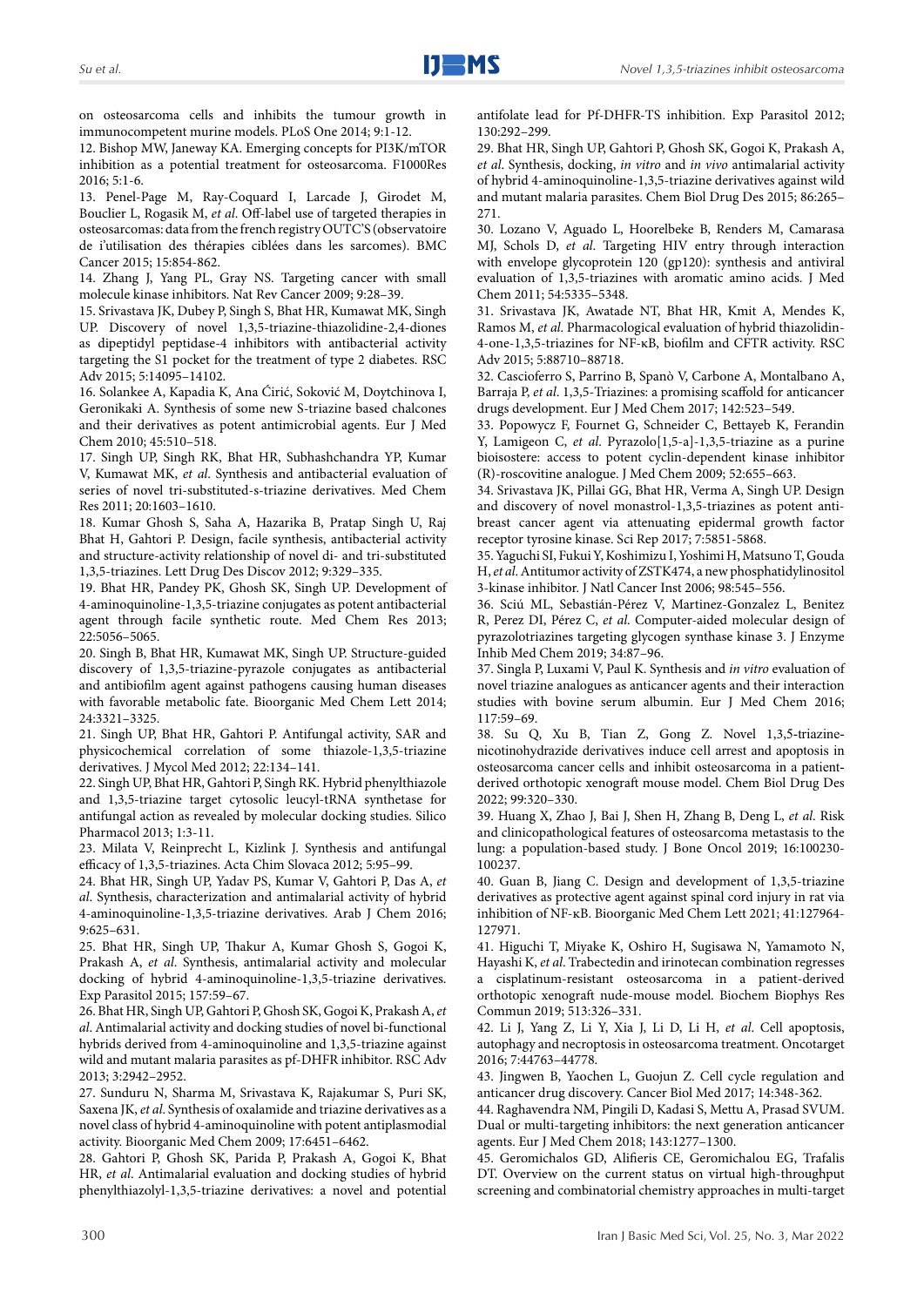on osteosarcoma cells and inhibits the tumour growth in immunocompetent murine models. PLoS One 2014; 9:1-12.

12. Bishop MW, Janeway KA. Emerging concepts for PI3K/mTOR inhibition as a potential treatment for osteosarcoma. F1000Res 2016; 5:1-6.

13. Penel-Page M, Ray-Coquard I, Larcade J, Girodet M, Bouclier L, Rogasik M, *et al.* Off-label use of targeted therapies in osteosarcomas: data from the french registry OUTC'S (observatoire de i'utilisation des thérapies ciblées dans les sarcomes). BMC Cancer 2015; 15:854-862.

14. Zhang J, Yang PL, Gray NS. Targeting cancer with small molecule kinase inhibitors. Nat Rev Cancer 2009; 9:28–39.

15. Srivastava JK, Dubey P, Singh S, Bhat HR, Kumawat MK, Singh UP. Discovery of novel 1,3,5-triazine-thiazolidine-2,4-diones as dipeptidyl peptidase-4 inhibitors with antibacterial activity targeting the S1 pocket for the treatment of type 2 diabetes. RSC Adv 2015; 5:14095–14102.

16. Solankee A, Kapadia K, Ana Ćirić, Soković M, Doytchinova I, Geronikaki A. Synthesis of some new S-triazine based chalcones and their derivatives as potent antimicrobial agents. Eur J Med Chem 2010; 45:510–518.

17. Singh UP, Singh RK, Bhat HR, Subhashchandra YP, Kumar V, Kumawat MK, *et al.* Synthesis and antibacterial evaluation of series of novel tri-substituted-s-triazine derivatives. Med Chem Res 2011; 20:1603–1610.

18. Kumar Ghosh S, Saha A, Hazarika B, Pratap Singh U, Raj Bhat H, Gahtori P. Design, facile synthesis, antibacterial activity and structure-activity relationship of novel di- and tri-substituted 1,3,5-triazines. Lett Drug Des Discov 2012; 9:329–335.

19. Bhat HR, Pandey PK, Ghosh SK, Singh UP. Development of 4-aminoquinoline-1,3,5-triazine conjugates as potent antibacterial agent through facile synthetic route. Med Chem Res 2013; 22:5056–5065.

20. Singh B, Bhat HR, Kumawat MK, Singh UP. Structure-guided discovery of 1,3,5-triazine-pyrazole conjugates as antibacterial and antibiofilm agent against pathogens causing human diseases with favorable metabolic fate. Bioorganic Med Chem Lett 2014; 24:3321–3325.

21. Singh UP, Bhat HR, Gahtori P. Antifungal activity, SAR and physicochemical correlation of some thiazole-1,3,5-triazine derivatives. J Mycol Med 2012; 22:134–141.

22. Singh UP, Bhat HR, Gahtori P, Singh RK. Hybrid phenylthiazole and 1,3,5-triazine target cytosolic leucyl-tRNA synthetase for antifungal action as revealed by molecular docking studies. Silico Pharmacol 2013; 1:3-11.

23. Milata V, Reinprecht L, Kizlink J. Synthesis and antifungal efficacy of 1,3,5-triazines. Acta Chim Slovaca 2012; 5:95–99.

24. Bhat HR, Singh UP, Yadav PS, Kumar V, Gahtori P, Das A, *et al.* Synthesis, characterization and antimalarial activity of hybrid 4-aminoquinoline-1,3,5-triazine derivatives. Arab J Chem 2016; 9:625–631.

25. Bhat HR, Singh UP, Thakur A, Kumar Ghosh S, Gogoi K, Prakash A, *et al.* Synthesis, antimalarial activity and molecular docking of hybrid 4-aminoquinoline-1,3,5-triazine derivatives. Exp Parasitol 2015; 157:59–67.

26. Bhat HR, Singh UP, Gahtori P, Ghosh SK, Gogoi K, Prakash A, *et al.* Antimalarial activity and docking studies of novel bi-functional hybrids derived from 4-aminoquinoline and 1,3,5-triazine against wild and mutant malaria parasites as pf-DHFR inhibitor. RSC Adv 2013; 3:2942–2952.

27. Sunduru N, Sharma M, Srivastava K, Rajakumar S, Puri SK, Saxena JK, *et al.* Synthesis of oxalamide and triazine derivatives as a novel class of hybrid 4-aminoquinoline with potent antiplasmodial activity. Bioorganic Med Chem 2009; 17:6451–6462.

28. Gahtori P, Ghosh SK, Parida P, Prakash A, Gogoi K, Bhat HR, *et al.* Antimalarial evaluation and docking studies of hybrid phenylthiazolyl-1,3,5-triazine derivatives: a novel and potential antifolate lead for Pf-DHFR-TS inhibition. Exp Parasitol 2012; 130:292–299.

29. Bhat HR, Singh UP, Gahtori P, Ghosh SK, Gogoi K, Prakash A, *et al.* Synthesis, docking, *in vitro* and *in vivo* antimalarial activity of hybrid 4-aminoquinoline-1,3,5-triazine derivatives against wild and mutant malaria parasites. Chem Biol Drug Des 2015; 86:265–271.

30. Lozano V, Aguado L, Hoorelbeke B, Renders M, Camarasa MJ, Schols D, *et al.* Targeting HIV entry through interaction with envelope glycoprotein 120 (gp120): synthesis and antiviral evaluation of 1,3,5-triazines with aromatic amino acids. J Med Chem 2011; 54:5335–5348.

31. Srivastava JK, Awatade NT, Bhat HR, Kmit A, Mendes K, Ramos M, *et al.* Pharmacological evaluation of hybrid thiazolidin-4-one-1,3,5-triazines for NF-κB, biofilm and CFTR activity. RSC Adv 2015; 5:88710–88718.

32. Cascioferro S, Parrino B, Spanò V, Carbone A, Montalbano A, Barraja P, *et al.* 1,3,5-Triazines: a promising scaffold for anticancer drugs development. Eur J Med Chem 2017; 142:523–549.

33. Popowycz F, Fournet G, Schneider C, Bettayeb K, Ferandin Y, Lamigeon C, *et al.* Pyrazolo[1,5-a]-1,3,5-triazine as a purine bioisostere: access to potent cyclin-dependent kinase inhibitor (R)-roscovitine analogue. J Med Chem 2009; 52:655–663.

34. Srivastava JK, Pillai GG, Bhat HR, Verma A, Singh UP. Design and discovery of novel monastrol-1,3,5-triazines as potent anti-breast cancer agent via attenuating epidermal growth factor receptor tyrosine kinase. Sci Rep 2017; 7:5851-5868.

35. Yaguchi SI, Fukui Y, Koshimizu I, Yoshimi H, Matsuno T, Gouda H, *et al.* Antitumor activity of ZSTK474, a new phosphatidylinositol 3-kinase inhibitor. J Natl Cancer Inst 2006; 98:545–556.

36. Sciú ML, Sebastián-Pérez V, Martinez-Gonzalez L, Benitez R, Perez DI, Pérez C, *et al.* Computer-aided molecular design of pyrazolotriazines targeting glycogen synthase kinase 3. J Enzyme Inhib Med Chem 2019; 34:87–96.

37. Singla P, Luxami V, Paul K. Synthesis and *in vitro* evaluation of novel triazine analogues as anticancer agents and their interaction studies with bovine serum albumin. Eur J Med Chem 2016; 117:59–69.

38. Su Q, Xu B, Tian Z, Gong Z. Novel 1,3,5-triazine-nicotinohydrazide derivatives induce cell arrest and apoptosis in osteosarcoma cancer cells and inhibit osteosarcoma in a patient-derived orthotopic xenograft mouse model. Chem Biol Drug Des 2022; 99:320–330.

39. Huang X, Zhao J, Bai J, Shen H, Zhang B, Deng L, *et al.* Risk and clinicopathological features of osteosarcoma metastasis to the lung: a population-based study. J Bone Oncol 2019; 16:100230-100237.

40. Guan B, Jiang C. Design and development of 1,3,5-triazine derivatives as protective agent against spinal cord injury in rat via inhibition of NF-κB. Bioorganic Med Chem Lett 2021; 41:127964-127971.

41. Higuchi T, Miyake K, Oshiro H, Sugisawa N, Yamamoto N, Hayashi K, *et al.* Trabectedin and irinotecan combination regresses a cisplatinum-resistant osteosarcoma in a patient-derived orthotopic xenograft nude-mouse model. Biochem Biophys Res Commun 2019; 513:326–331.

42. Li J, Yang Z, Li Y, Xia J, Li D, Li H, *et al.* Cell apoptosis, autophagy and necroptosis in osteosarcoma treatment. Oncotarget 2016; 7:44763–44778.

43. Jingwen B, Yaochen L, Guojun Z. Cell cycle regulation and anticancer drug discovery. Cancer Biol Med 2017; 14:348-362.

44. Raghavendra NM, Pingili D, Kadasi S, Mettu A, Prasad SVUM. Dual or multi-targeting inhibitors: the next generation anticancer agents. Eur J Med Chem 2018; 143:1277–1300.

45. Geromichalos GD, Alifieris CE, Geromichalou EG, Trafalis DT. Overview on the current status on virtual high-throughput screening and combinatorial chemistry approaches in multi-target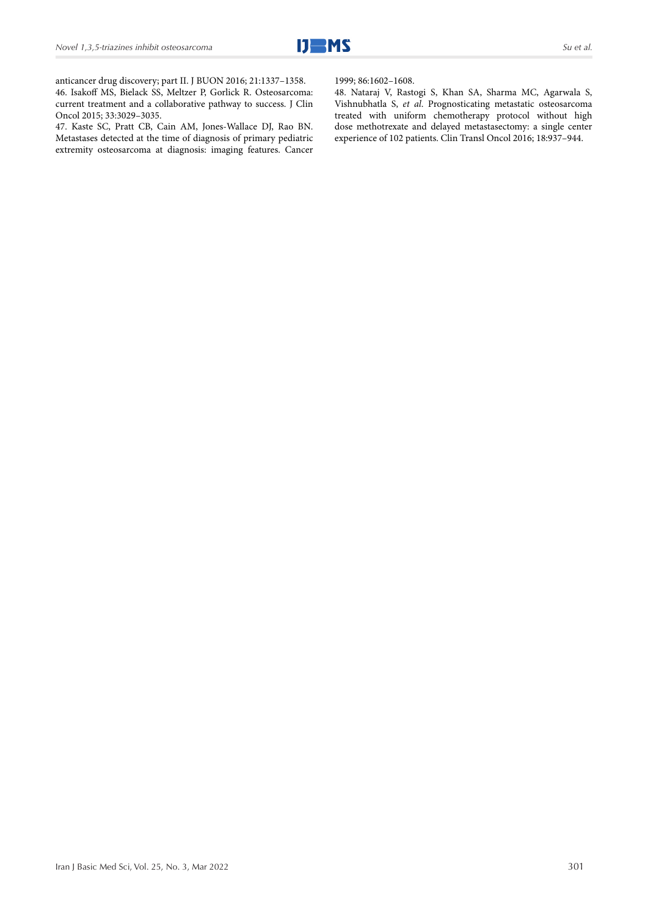anticancer drug discovery; part II. J BUON 2016; 21:1337–1358.

46. Isakoff MS, Bielack SS, Meltzer P, Gorlick R. Osteosarcoma: current treatment and a collaborative pathway to success. J Clin Oncol 2015; 33:3029–3035.

47. Kaste SC, Pratt CB, Cain AM, Jones-Wallace DJ, Rao BN. Metastases detected at the time of diagnosis of primary pediatric extremity osteosarcoma at diagnosis: imaging features. Cancer 1999; 86:1602–1608.

48. Nataraj V, Rastogi S, Khan SA, Sharma MC, Agarwala S, Vishnubhatla S, *et al*. Prognosticating metastatic osteosarcoma treated with uniform chemotherapy protocol without high dose methotrexate and delayed metastasectomy: a single center experience of 102 patients. Clin Transl Oncol 2016; 18:937–944.